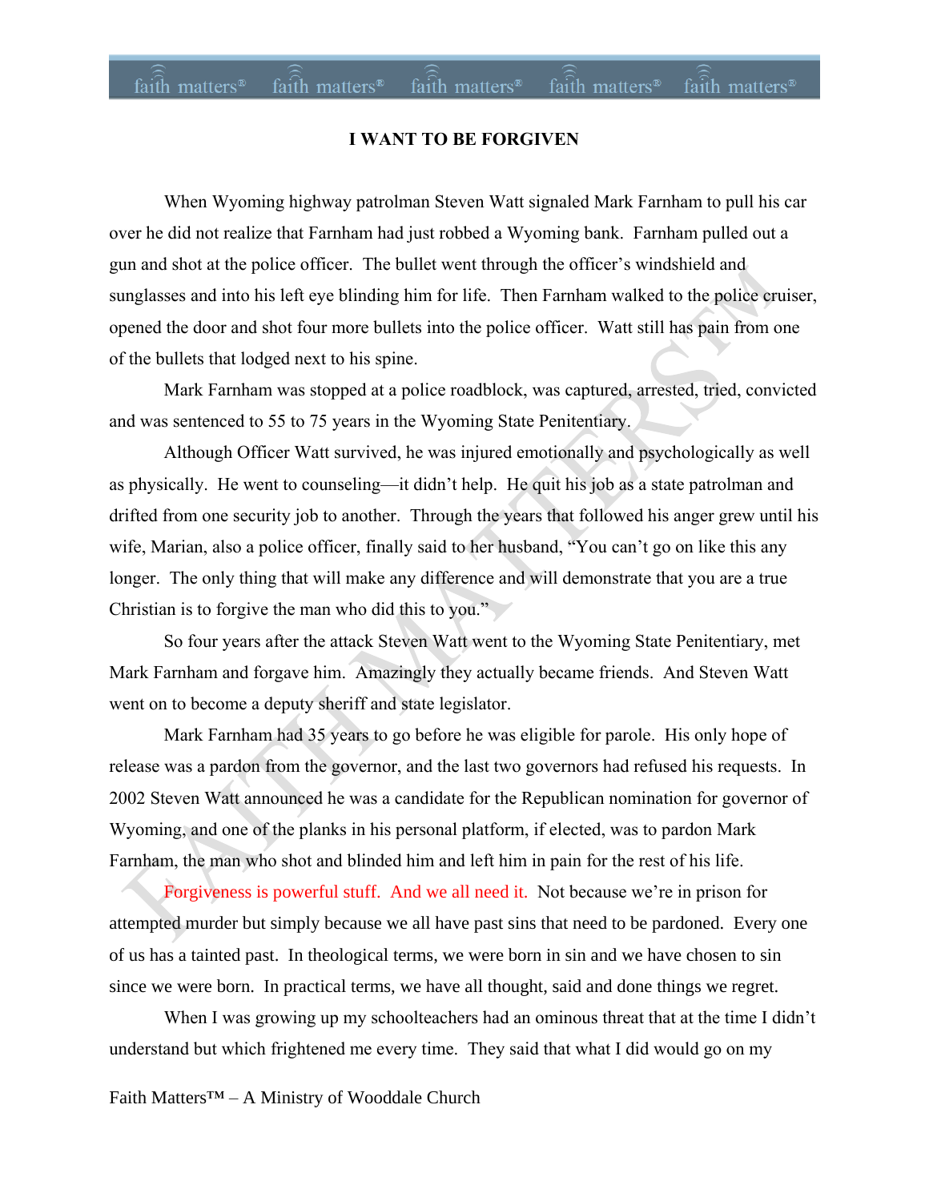# I WANT TO BE FORGIVEN

When Wyoming highway patrolman Steven Watt signaled Mark Farnham to pull his car over he did not realize that Farnham had just robbed a Wyoming bank. Farnham pulled out a gun and shot at the police officer. The bullet went through the officer's windshield and sunglasses and into his left eye blinding him for life. Then Farnham walked to the police cruiser, opened the door and shot four more bullets into the police officer. Watt still has pain from one of the bullets that lodged next to his spine.

Mark Farnham was stopped at a police roadblock, was captured, arrested, tried, convicted and was sentenced to 55 to 75 years in the Wyoming State Penitentiary.

Although Officer Watt survived, he was injured emotionally and psychologically as well as physically. He went to counseling—it didn't help. He quit his job as a state patrolman and drifted from one security job to another. Through the years that followed his anger grew until his wife, Marian, also a police officer, finally said to her husband, "You can't go on like this any longer. The only thing that will make any difference and will demonstrate that you are a true Christian is to forgive the man who did this to you."

So four years after the attack Steven Watt went to the Wyoming State Penitentiary, met Mark Farnham and forgave him. Amazingly they actually became friends. And Steven Watt went on to become a deputy sheriff and state legislator.

Mark Farnham had 35 years to go before he was eligible for parole. His only hope of release was a pardon from the governor, and the last two governors had refused his requests. In 2002 Steven Watt announced he was a candidate for the Republican nomination for governor of Wyoming, and one of the planks in his personal platform, if elected, was to pardon Mark Farnham, the man who shot and blinded him and left him in pain for the rest of his life.

Forgiveness is powerful stuff. And we all need it. Not because we're in prison for attempted murder but simply because we all have past sins that need to be pardoned. Every one of us has a tainted past. In theological terms, we were born in sin and we have chosen to sin since we were born. In practical terms, we have all thought, said and done things we regret.

When I was growing up my schoolteachers had an ominous threat that at the time I didn't understand but which frightened me every time. They said that what I did would go on my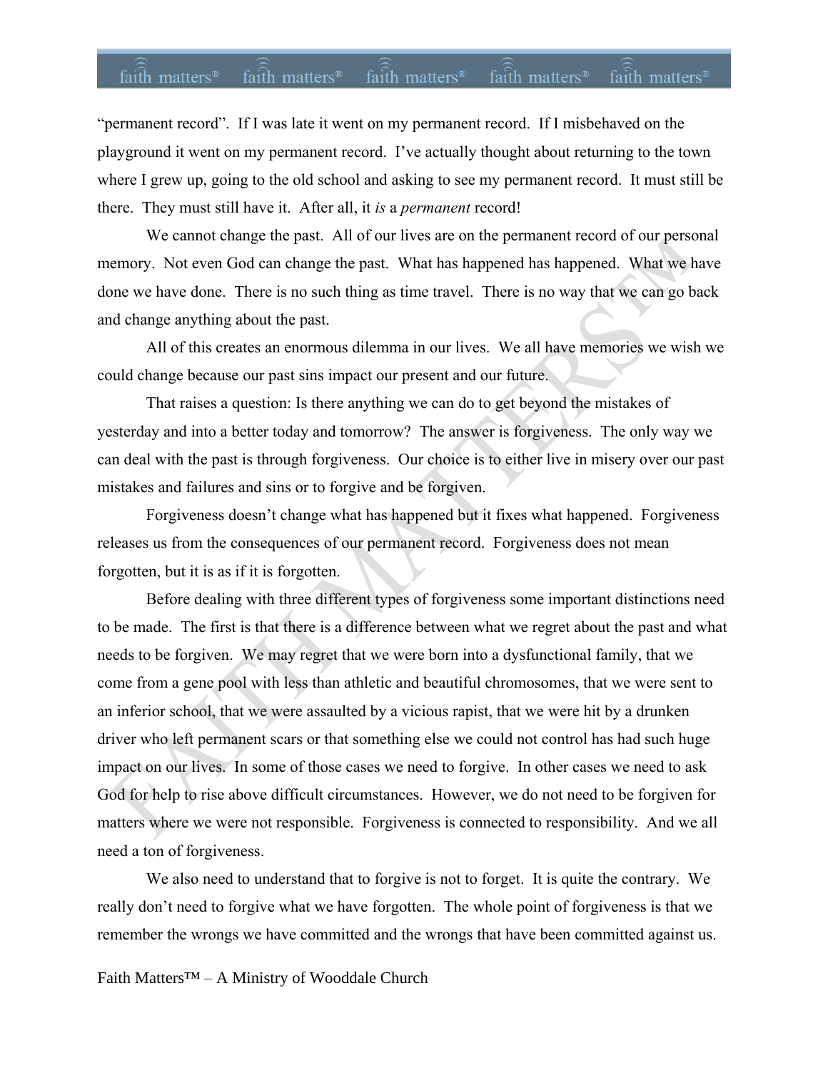"permanent record". If I was late it went on my permanent record. If I misbehaved on the playground it went on my permanent record. I've actually thought about returning to the town where I grew up, going to the old school and asking to see my permanent record. It must still be there. They must still have it. After all, it *is* a *permanent* record!

We cannot change the past. All of our lives are on the permanent record of our personal memory. Not even God can change the past. What has happened has happened. What we have done we have done. There is no such thing as time travel. There is no way that we can go back and change anything about the past.

All of this creates an enormous dilemma in our lives. We all have memories we wish we could change because our past sins impact our present and our future.

That raises a question: Is there anything we can do to get beyond the mistakes of yesterday and into a better today and tomorrow? The answer is forgiveness. The only way we can deal with the past is through forgiveness. Our choice is to either live in misery over our past mistakes and failures and sins or to forgive and be forgiven.

Forgiveness doesn't change what has happened but it fixes what happened. Forgiveness releases us from the consequences of our permanent record. Forgiveness does not mean forgotten, but it is as if it is forgotten.

Before dealing with three different types of forgiveness some important distinctions need to be made. The first is that there is a difference between what we regret about the past and what needs to be forgiven. We may regret that we were born into a dysfunctional family, that we come from a gene pool with less than athletic and beautiful chromosomes, that we were sent to an inferior school, that we were assaulted by a vicious rapist, that we were hit by a drunken driver who left permanent scars or that something else we could not control has had such huge impact on our lives. In some of those cases we need to forgive. In other cases we need to ask God for help to rise above difficult circumstances. However, we do not need to be forgiven for matters where we were not responsible. Forgiveness is connected to responsibility. And we all need a ton of forgiveness.

We also need to understand that to forgive is not to forget. It is quite the contrary. We really don't need to forgive what we have forgotten. The whole point of forgiveness is that we remember the wrongs we have committed and the wrongs that have been committed against us.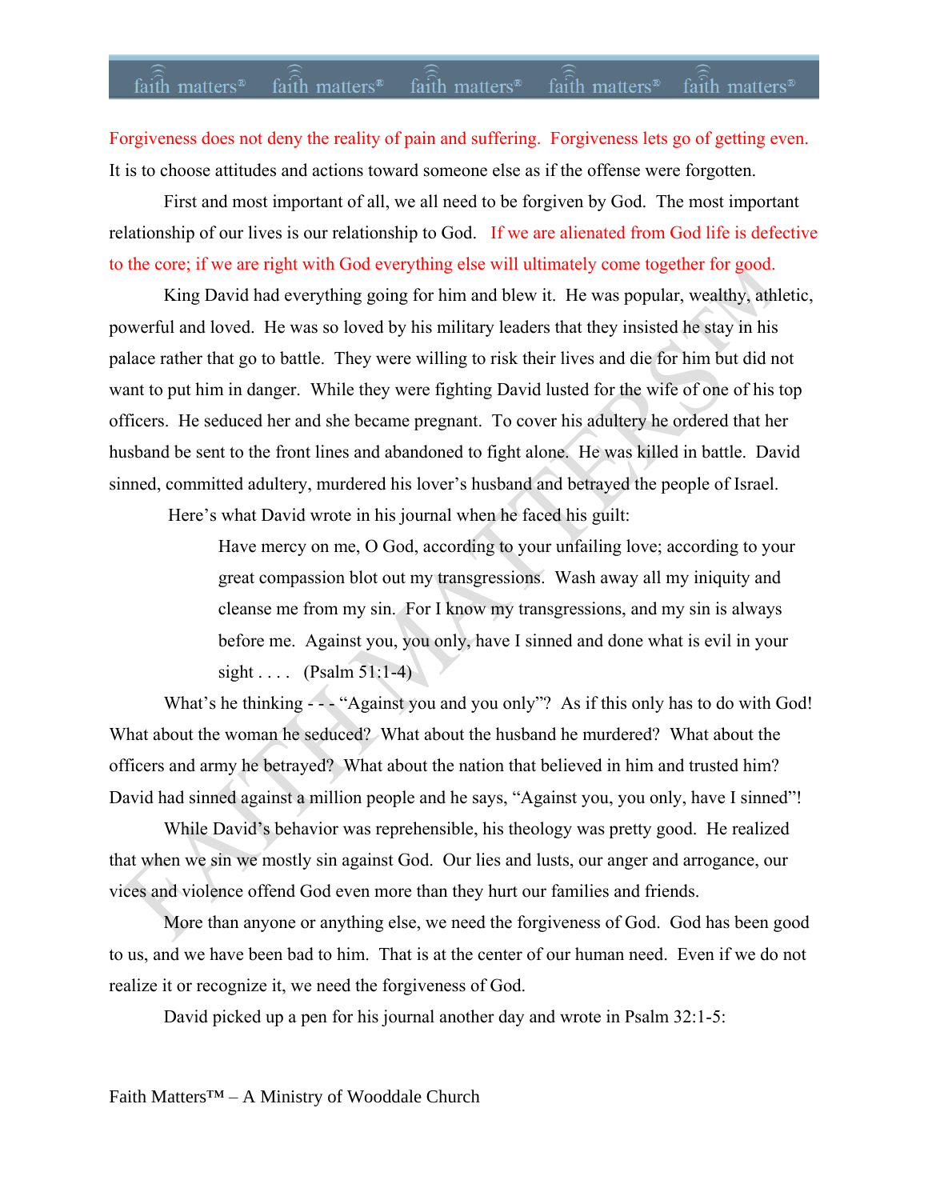Forgiveness does not deny the reality of pain and suffering.  Forgiveness lets go of getting even. It is to choose attitudes and actions toward someone else as if the offense were forgotten.

First and most important of all, we all need to be forgiven by God.  The most important relationship of our lives is our relationship to God.   If we are alienated from God life is defective to the core; if we are right with God everything else will ultimately come together for good.

King David had everything going for him and blew it.  He was popular, wealthy, athletic, powerful and loved.  He was so loved by his military leaders that they insisted he stay in his palace rather that go to battle.  They were willing to risk their lives and die for him but did not want to put him in danger.  While they were fighting David lusted for the wife of one of his top officers.  He seduced her and she became pregnant.  To cover his adultery he ordered that her husband be sent to the front lines and abandoned to fight alone.  He was killed in battle.  David sinned, committed adultery, murdered his lover's husband and betrayed the people of Israel.

Here's what David wrote in his journal when he faced his guilt:

> Have mercy on me, O God, according to your unfailing love; according to your great compassion blot out my transgressions.  Wash away all my iniquity and cleanse me from my sin.  For I know my transgressions, and my sin is always before me.  Against you, you only, have I sinned and done what is evil in your sight . . . .   (Psalm 51:1-4)

What's he thinking - - - "Against you and you only"?  As if this only has to do with God! What about the woman he seduced?  What about the husband he murdered?  What about the officers and army he betrayed?  What about the nation that believed in him and trusted him? David had sinned against a million people and he says, "Against you, you only, have I sinned"!

While David's behavior was reprehensible, his theology was pretty good.  He realized that when we sin we mostly sin against God.  Our lies and lusts, our anger and arrogance, our vices and violence offend God even more than they hurt our families and friends.

More than anyone or anything else, we need the forgiveness of God.  God has been good to us, and we have been bad to him.  That is at the center of our human need.  Even if we do not realize it or recognize it, we need the forgiveness of God.

David picked up a pen for his journal another day and wrote in Psalm 32:1-5: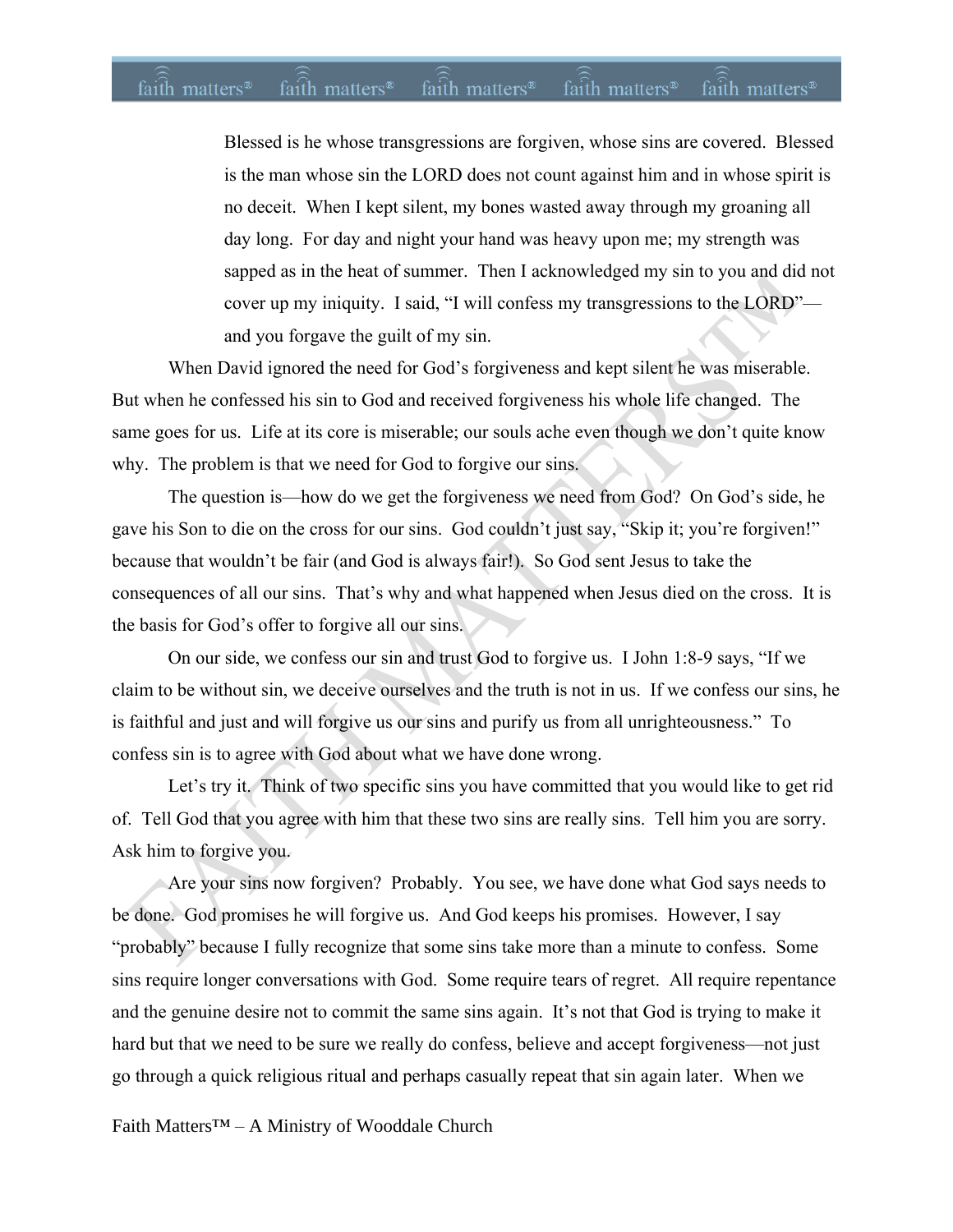> Blessed is he whose transgressions are forgiven, whose sins are covered. Blessed is the man whose sin the LORD does not count against him and in whose spirit is no deceit. When I kept silent, my bones wasted away through my groaning all day long. For day and night your hand was heavy upon me; my strength was sapped as in the heat of summer. Then I acknowledged my sin to you and did not cover up my iniquity. I said, "I will confess my transgressions to the LORD"—and you forgave the guilt of my sin.

When David ignored the need for God's forgiveness and kept silent he was miserable. But when he confessed his sin to God and received forgiveness his whole life changed. The same goes for us. Life at its core is miserable; our souls ache even though we don't quite know why. The problem is that we need for God to forgive our sins.

The question is—how do we get the forgiveness we need from God? On God's side, he gave his Son to die on the cross for our sins. God couldn't just say, "Skip it; you're forgiven!" because that wouldn't be fair (and God is always fair!). So God sent Jesus to take the consequences of all our sins. That's why and what happened when Jesus died on the cross. It is the basis for God's offer to forgive all our sins.

On our side, we confess our sin and trust God to forgive us. I John 1:8-9 says, "If we claim to be without sin, we deceive ourselves and the truth is not in us. If we confess our sins, he is faithful and just and will forgive us our sins and purify us from all unrighteousness." To confess sin is to agree with God about what we have done wrong.

Let's try it. Think of two specific sins you have committed that you would like to get rid of. Tell God that you agree with him that these two sins are really sins. Tell him you are sorry. Ask him to forgive you.

Are your sins now forgiven? Probably. You see, we have done what God says needs to be done. God promises he will forgive us. And God keeps his promises. However, I say "probably" because I fully recognize that some sins take more than a minute to confess. Some sins require longer conversations with God. Some require tears of regret. All require repentance and the genuine desire not to commit the same sins again. It's not that God is trying to make it hard but that we need to be sure we really do confess, believe and accept forgiveness—not just go through a quick religious ritual and perhaps casually repeat that sin again later. When we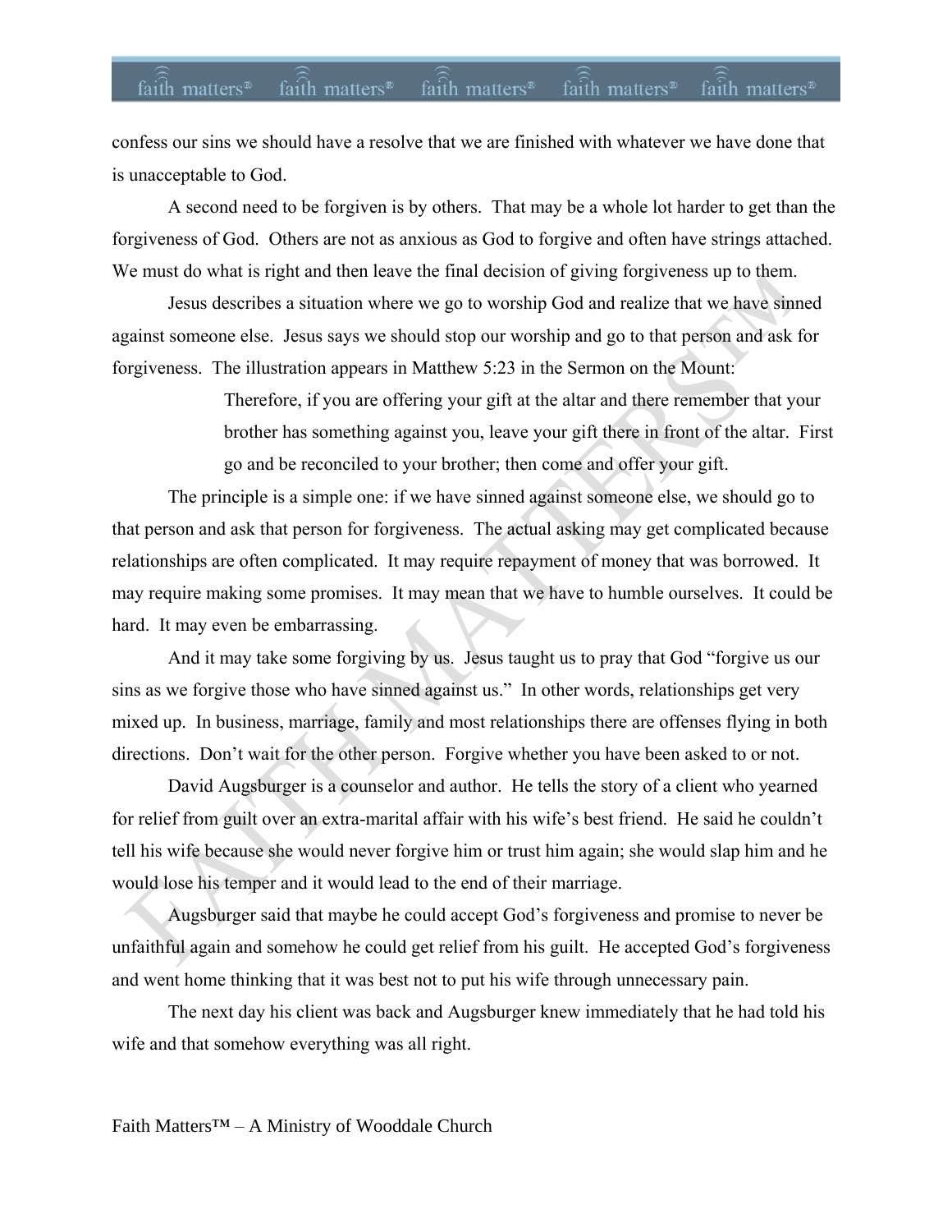confess our sins we should have a resolve that we are finished with whatever we have done that is unacceptable to God.

A second need to be forgiven is by others. That may be a whole lot harder to get than the forgiveness of God. Others are not as anxious as God to forgive and often have strings attached. We must do what is right and then leave the final decision of giving forgiveness up to them.

Jesus describes a situation where we go to worship God and realize that we have sinned against someone else. Jesus says we should stop our worship and go to that person and ask for forgiveness. The illustration appears in Matthew 5:23 in the Sermon on the Mount:

> Therefore, if you are offering your gift at the altar and there remember that your brother has something against you, leave your gift there in front of the altar. First go and be reconciled to your brother; then come and offer your gift.

The principle is a simple one: if we have sinned against someone else, we should go to that person and ask that person for forgiveness. The actual asking may get complicated because relationships are often complicated. It may require repayment of money that was borrowed. It may require making some promises. It may mean that we have to humble ourselves. It could be hard. It may even be embarrassing.

And it may take some forgiving by us. Jesus taught us to pray that God "forgive us our sins as we forgive those who have sinned against us." In other words, relationships get very mixed up. In business, marriage, family and most relationships there are offenses flying in both directions. Don't wait for the other person. Forgive whether you have been asked to or not.

David Augsburger is a counselor and author. He tells the story of a client who yearned for relief from guilt over an extra-marital affair with his wife's best friend. He said he couldn't tell his wife because she would never forgive him or trust him again; she would slap him and he would lose his temper and it would lead to the end of their marriage.

Augsburger said that maybe he could accept God's forgiveness and promise to never be unfaithful again and somehow he could get relief from his guilt. He accepted God's forgiveness and went home thinking that it was best not to put his wife through unnecessary pain.

The next day his client was back and Augsburger knew immediately that he had told his wife and that somehow everything was all right.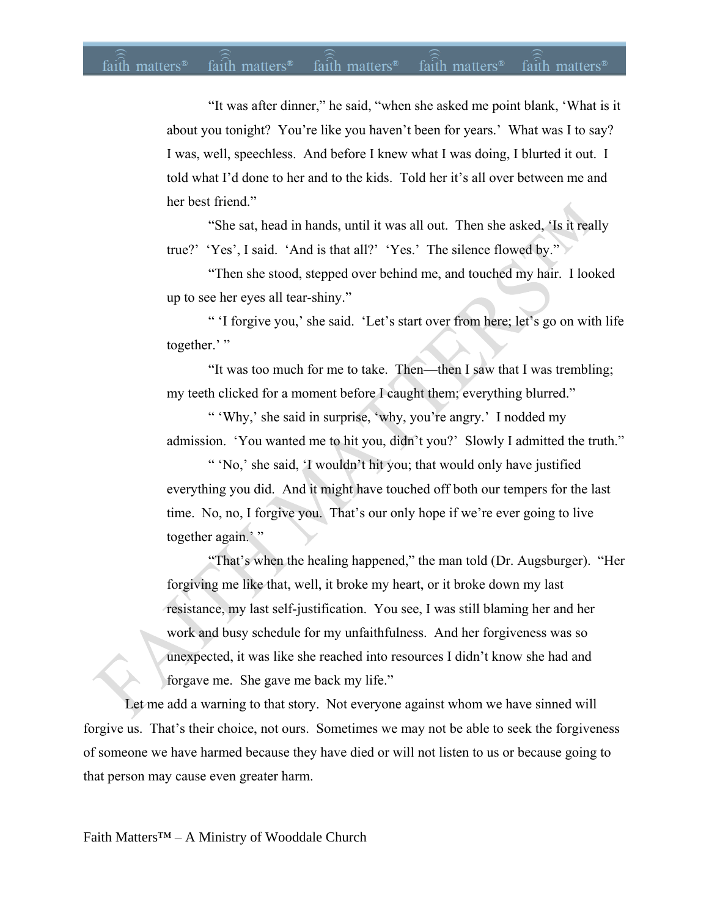"It was after dinner," he said, "when she asked me point blank, 'What is it about you tonight? You're like you haven't been for years.' What was I to say? I was, well, speechless. And before I knew what I was doing, I blurted it out. I told what I'd done to her and to the kids. Told her it's all over between me and her best friend."

"She sat, head in hands, until it was all out. Then she asked, 'Is it really true?' 'Yes', I said. 'And is that all?' 'Yes.' The silence flowed by."

"Then she stood, stepped over behind me, and touched my hair. I looked up to see her eyes all tear-shiny."

" 'I forgive you,' she said. 'Let's start over from here; let's go on with life together.' "

"It was too much for me to take. Then—then I saw that I was trembling; my teeth clicked for a moment before I caught them; everything blurred."

" 'Why,' she said in surprise, 'why, you're angry.' I nodded my admission. 'You wanted me to hit you, didn't you?' Slowly I admitted the truth."

" 'No,' she said, 'I wouldn't hit you; that would only have justified everything you did. And it might have touched off both our tempers for the last time. No, no, I forgive you. That's our only hope if we're ever going to live together again.' "

"That's when the healing happened," the man told (Dr. Augsburger). "Her forgiving me like that, well, it broke my heart, or it broke down my last resistance, my last self-justification. You see, I was still blaming her and her work and busy schedule for my unfaithfulness. And her forgiveness was so unexpected, it was like she reached into resources I didn't know she had and forgave me. She gave me back my life."

Let me add a warning to that story. Not everyone against whom we have sinned will forgive us. That's their choice, not ours. Sometimes we may not be able to seek the forgiveness of someone we have harmed because they have died or will not listen to us or because going to that person may cause even greater harm.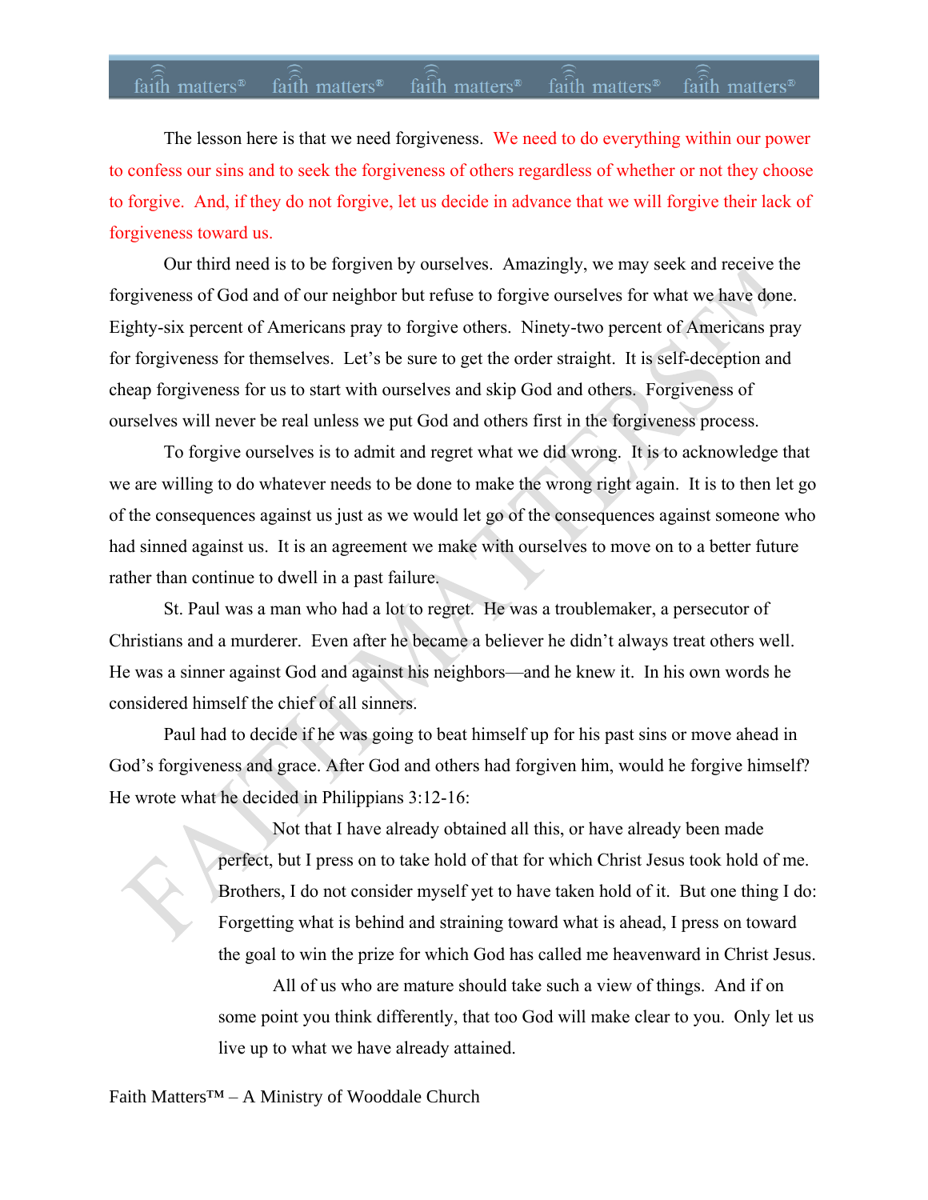The lesson here is that we need forgiveness. We need to do everything within our power to confess our sins and to seek the forgiveness of others regardless of whether or not they choose to forgive. And, if they do not forgive, let us decide in advance that we will forgive their lack of forgiveness toward us.

Our third need is to be forgiven by ourselves. Amazingly, we may seek and receive the forgiveness of God and of our neighbor but refuse to forgive ourselves for what we have done. Eighty-six percent of Americans pray to forgive others. Ninety-two percent of Americans pray for forgiveness for themselves. Let's be sure to get the order straight. It is self-deception and cheap forgiveness for us to start with ourselves and skip God and others. Forgiveness of ourselves will never be real unless we put God and others first in the forgiveness process.

To forgive ourselves is to admit and regret what we did wrong. It is to acknowledge that we are willing to do whatever needs to be done to make the wrong right again. It is to then let go of the consequences against us just as we would let go of the consequences against someone who had sinned against us. It is an agreement we make with ourselves to move on to a better future rather than continue to dwell in a past failure.

St. Paul was a man who had a lot to regret. He was a troublemaker, a persecutor of Christians and a murderer. Even after he became a believer he didn't always treat others well. He was a sinner against God and against his neighbors—and he knew it. In his own words he considered himself the chief of all sinners.

Paul had to decide if he was going to beat himself up for his past sins or move ahead in God's forgiveness and grace. After God and others had forgiven him, would he forgive himself? He wrote what he decided in Philippians 3:12-16:

> Not that I have already obtained all this, or have already been made perfect, but I press on to take hold of that for which Christ Jesus took hold of me. Brothers, I do not consider myself yet to have taken hold of it. But one thing I do: Forgetting what is behind and straining toward what is ahead, I press on toward the goal to win the prize for which God has called me heavenward in Christ Jesus.
>
> All of us who are mature should take such a view of things. And if on some point you think differently, that too God will make clear to you. Only let us live up to what we have already attained.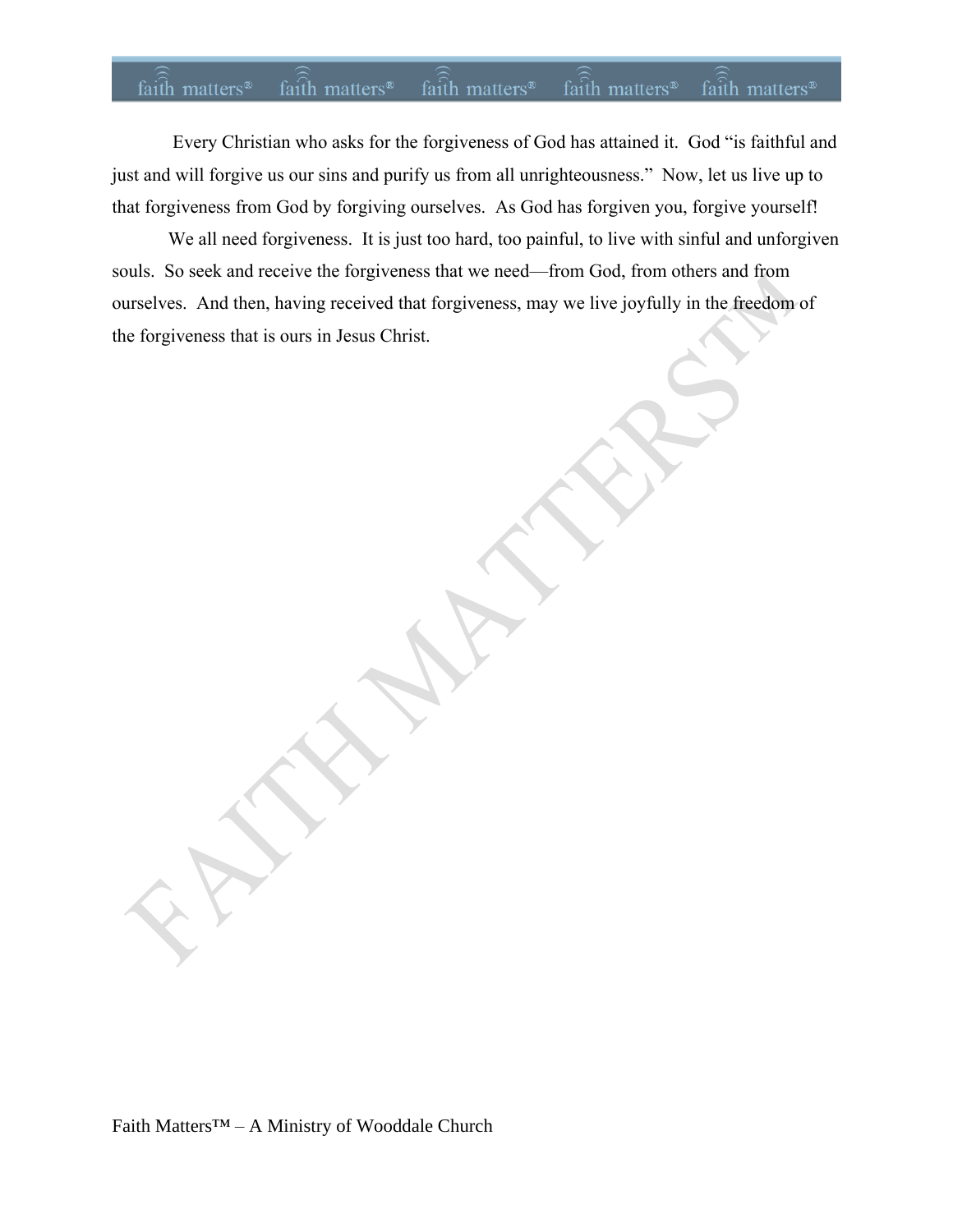Every Christian who asks for the forgiveness of God has attained it. God "is faithful and just and will forgive us our sins and purify us from all unrighteousness." Now, let us live up to that forgiveness from God by forgiving ourselves. As God has forgiven you, forgive yourself!

We all need forgiveness. It is just too hard, too painful, to live with sinful and unforgiven souls. So seek and receive the forgiveness that we need—from God, from others and from ourselves. And then, having received that forgiveness, may we live joyfully in the freedom of the forgiveness that is ours in Jesus Christ.